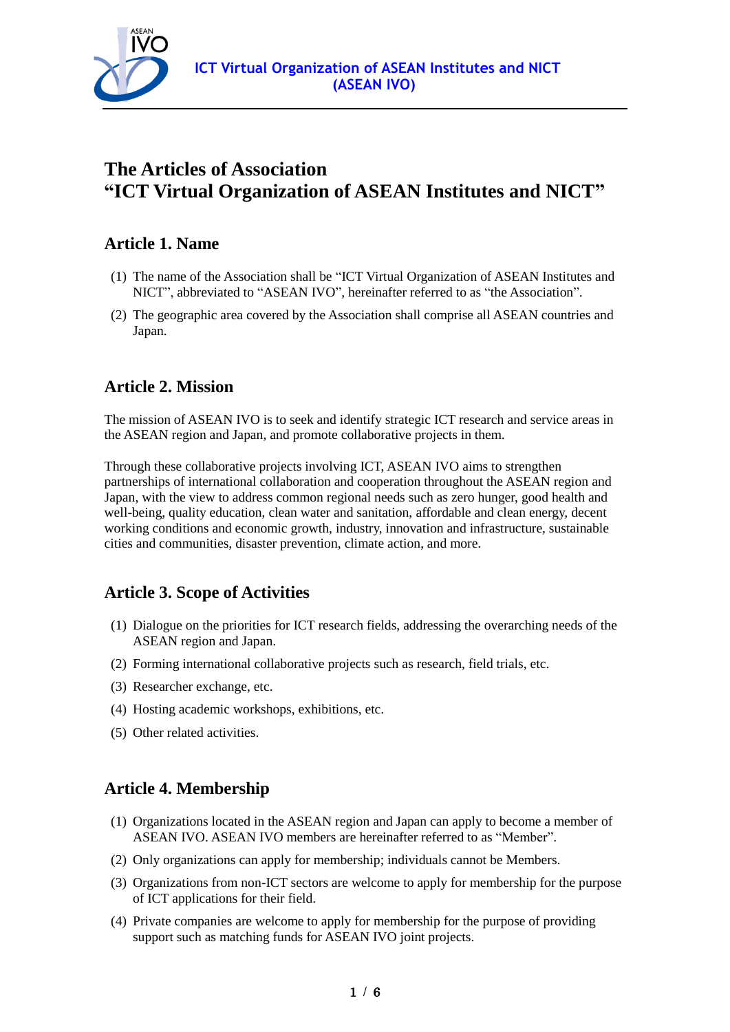# The Articles of Association "ICT Virtual Organization of ASEAN Institutes and NICT"

## Article 1. Name

(1) The name of the Association shall be "ICT Virtual Organization of ASEAN Institutes and NICT", abbreviated to "ASEAN IVO", hereinafter referred to as "the Association".

(2) The geographic area covered by the Association shall comprise all ASEAN countries and Japan.

## Article 2. Mission

The mission of ASEAN IVO is to seek and identify strategic ICT research and service areas in the ASEAN region and Japan, and promote collaborative projects in them.

Through these collaborative projects involving ICT, ASEAN IVO aims to strengthen partnerships of international collaboration and cooperation throughout the ASEAN region and Japan, with the view to address common regional needs such as zero hunger, good health and well-being, quality education, clean water and sanitation, affordable and clean energy, decent working conditions and economic growth, industry, innovation and infrastructure, sustainable cities and communities, disaster prevention, climate action, and more.

## Article 3. Scope of Activities

(1) Dialogue on the priorities for ICT research fields, addressing the overarching needs of the ASEAN region and Japan.

(2) Forming international collaborative projects such as research, field trials, etc.

(3) Researcher exchange, etc.

(4) Hosting academic workshops, exhibitions, etc.

(5) Other related activities.

## Article 4. Membership

(1) Organizations located in the ASEAN region and Japan can apply to become a member of ASEAN IVO. ASEAN IVO members are hereinafter referred to as "Member".

(2) Only organizations can apply for membership; individuals cannot be Members.

(3) Organizations from non-ICT sectors are welcome to apply for membership for the purpose of ICT applications for their field.

(4) Private companies are welcome to apply for membership for the purpose of providing support such as matching funds for ASEAN IVO joint projects.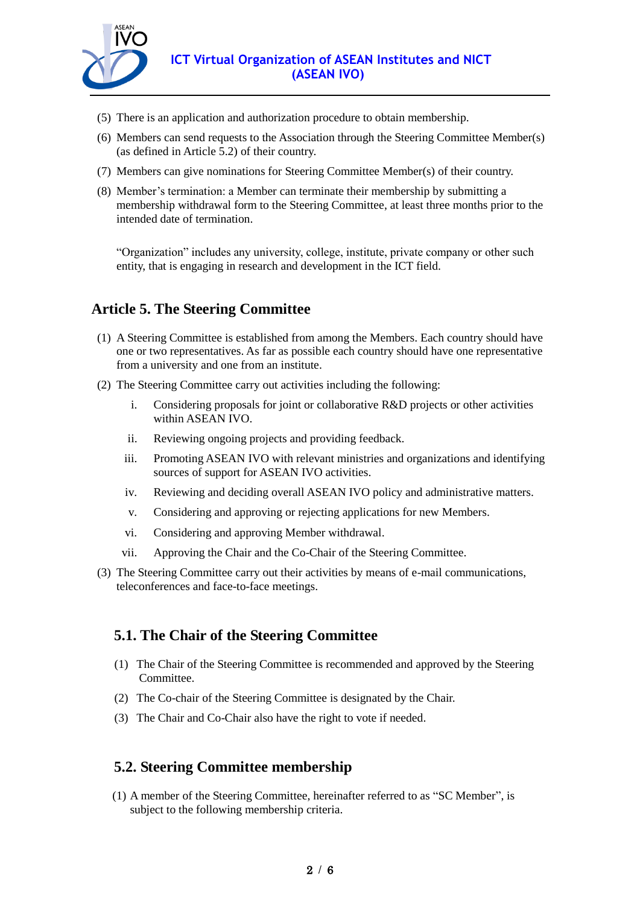(5) There is an application and authorization procedure to obtain membership.

(6) Members can send requests to the Association through the Steering Committee Member(s) (as defined in Article 5.2) of their country.

(7) Members can give nominations for Steering Committee Member(s) of their country.

(8) Member's termination: a Member can terminate their membership by submitting a membership withdrawal form to the Steering Committee, at least three months prior to the intended date of termination.

"Organization" includes any university, college, institute, private company or other such entity, that is engaging in research and development in the ICT field.

## Article 5. The Steering Committee

(1) A Steering Committee is established from among the Members. Each country should have one or two representatives. As far as possible each country should have one representative from a university and one from an institute.

(2) The Steering Committee carry out activities including the following:

   i. Considering proposals for joint or collaborative R&D projects or other activities within ASEAN IVO.

   ii. Reviewing ongoing projects and providing feedback.

   iii. Promoting ASEAN IVO with relevant ministries and organizations and identifying sources of support for ASEAN IVO activities.

   iv. Reviewing and deciding overall ASEAN IVO policy and administrative matters.

   v. Considering and approving or rejecting applications for new Members.

   vi. Considering and approving Member withdrawal.

   vii. Approving the Chair and the Co-Chair of the Steering Committee.

(3) The Steering Committee carry out their activities by means of e-mail communications, teleconferences and face-to-face meetings.

### 5.1. The Chair of the Steering Committee

(1) The Chair of the Steering Committee is recommended and approved by the Steering Committee.

(2) The Co-chair of the Steering Committee is designated by the Chair.

(3) The Chair and Co-Chair also have the right to vote if needed.

### 5.2. Steering Committee membership

(1) A member of the Steering Committee, hereinafter referred to as "SC Member", is subject to the following membership criteria.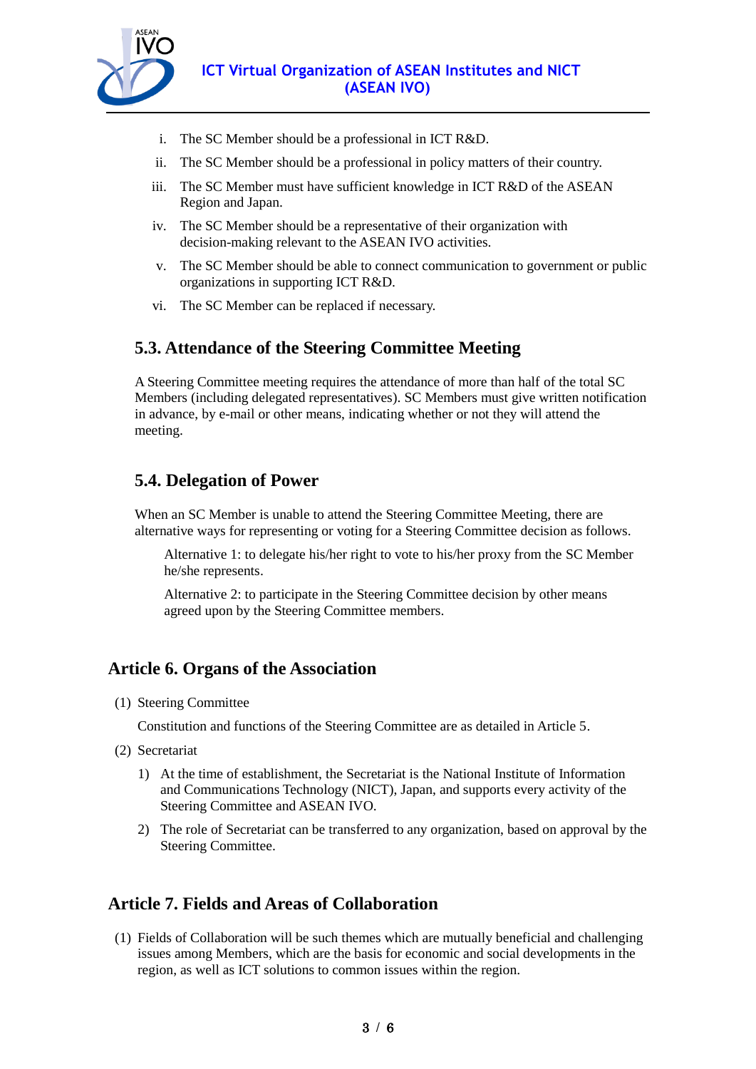i. The SC Member should be a professional in ICT R&D.
ii. The SC Member should be a professional in policy matters of their country.
iii. The SC Member must have sufficient knowledge in ICT R&D of the ASEAN Region and Japan.
iv. The SC Member should be a representative of their organization with decision-making relevant to the ASEAN IVO activities.
v. The SC Member should be able to connect communication to government or public organizations in supporting ICT R&D.
vi. The SC Member can be replaced if necessary.

### 5.3. Attendance of the Steering Committee Meeting

A Steering Committee meeting requires the attendance of more than half of the total SC Members (including delegated representatives). SC Members must give written notification in advance, by e-mail or other means, indicating whether or not they will attend the meeting.

### 5.4. Delegation of Power

When an SC Member is unable to attend the Steering Committee Meeting, there are alternative ways for representing or voting for a Steering Committee decision as follows.

Alternative 1: to delegate his/her right to vote to his/her proxy from the SC Member he/she represents.

Alternative 2: to participate in the Steering Committee decision by other means agreed upon by the Steering Committee members.

## Article 6. Organs of the Association

(1) Steering Committee

Constitution and functions of the Steering Committee are as detailed in Article 5.

(2) Secretariat

1) At the time of establishment, the Secretariat is the National Institute of Information and Communications Technology (NICT), Japan, and supports every activity of the Steering Committee and ASEAN IVO.

2) The role of Secretariat can be transferred to any organization, based on approval by the Steering Committee.

## Article 7. Fields and Areas of Collaboration

(1) Fields of Collaboration will be such themes which are mutually beneficial and challenging issues among Members, which are the basis for economic and social developments in the region, as well as ICT solutions to common issues within the region.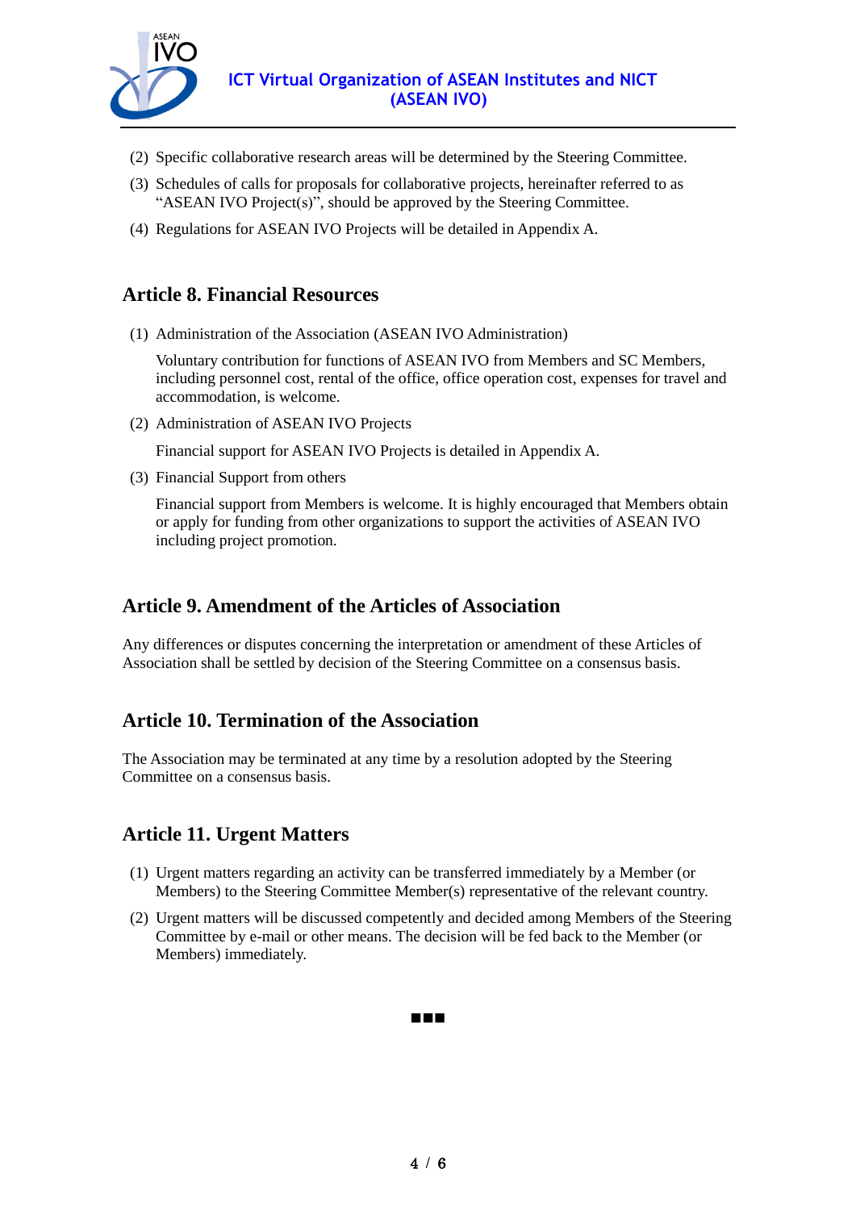(2) Specific collaborative research areas will be determined by the Steering Committee.

(3) Schedules of calls for proposals for collaborative projects, hereinafter referred to as "ASEAN IVO Project(s)", should be approved by the Steering Committee.

(4) Regulations for ASEAN IVO Projects will be detailed in Appendix A.

## Article 8. Financial Resources

(1) Administration of the Association (ASEAN IVO Administration)

Voluntary contribution for functions of ASEAN IVO from Members and SC Members, including personnel cost, rental of the office, office operation cost, expenses for travel and accommodation, is welcome.

(2) Administration of ASEAN IVO Projects

Financial support for ASEAN IVO Projects is detailed in Appendix A.

(3) Financial Support from others

Financial support from Members is welcome. It is highly encouraged that Members obtain or apply for funding from other organizations to support the activities of ASEAN IVO including project promotion.

## Article 9. Amendment of the Articles of Association

Any differences or disputes concerning the interpretation or amendment of these Articles of Association shall be settled by decision of the Steering Committee on a consensus basis.

## Article 10. Termination of the Association

The Association may be terminated at any time by a resolution adopted by the Steering Committee on a consensus basis.

## Article 11. Urgent Matters

(1) Urgent matters regarding an activity can be transferred immediately by a Member (or Members) to the Steering Committee Member(s) representative of the relevant country.

(2) Urgent matters will be discussed competently and decided among Members of the Steering Committee by e-mail or other means. The decision will be fed back to the Member (or Members) immediately.

■■■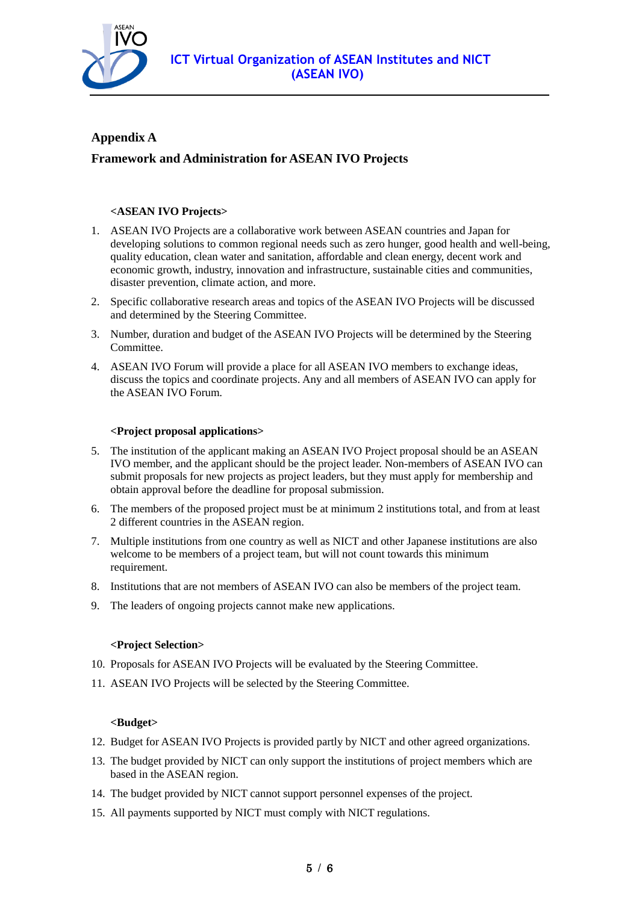## Appendix A

## Framework and Administration for ASEAN IVO Projects

**<ASEAN IVO Projects>**

1. ASEAN IVO Projects are a collaborative work between ASEAN countries and Japan for developing solutions to common regional needs such as zero hunger, good health and well-being, quality education, clean water and sanitation, affordable and clean energy, decent work and economic growth, industry, innovation and infrastructure, sustainable cities and communities, disaster prevention, climate action, and more.
2. Specific collaborative research areas and topics of the ASEAN IVO Projects will be discussed and determined by the Steering Committee.
3. Number, duration and budget of the ASEAN IVO Projects will be determined by the Steering Committee.
4. ASEAN IVO Forum will provide a place for all ASEAN IVO members to exchange ideas, discuss the topics and coordinate projects. Any and all members of ASEAN IVO can apply for the ASEAN IVO Forum.

**<Project proposal applications>**

5. The institution of the applicant making an ASEAN IVO Project proposal should be an ASEAN IVO member, and the applicant should be the project leader. Non-members of ASEAN IVO can submit proposals for new projects as project leaders, but they must apply for membership and obtain approval before the deadline for proposal submission.
6. The members of the proposed project must be at minimum 2 institutions total, and from at least 2 different countries in the ASEAN region.
7. Multiple institutions from one country as well as NICT and other Japanese institutions are also welcome to be members of a project team, but will not count towards this minimum requirement.
8. Institutions that are not members of ASEAN IVO can also be members of the project team.
9. The leaders of ongoing projects cannot make new applications.

**<Project Selection>**

10. Proposals for ASEAN IVO Projects will be evaluated by the Steering Committee.
11. ASEAN IVO Projects will be selected by the Steering Committee.

**<Budget>**

12. Budget for ASEAN IVO Projects is provided partly by NICT and other agreed organizations.
13. The budget provided by NICT can only support the institutions of project members which are based in the ASEAN region.
14. The budget provided by NICT cannot support personnel expenses of the project.
15. All payments supported by NICT must comply with NICT regulations.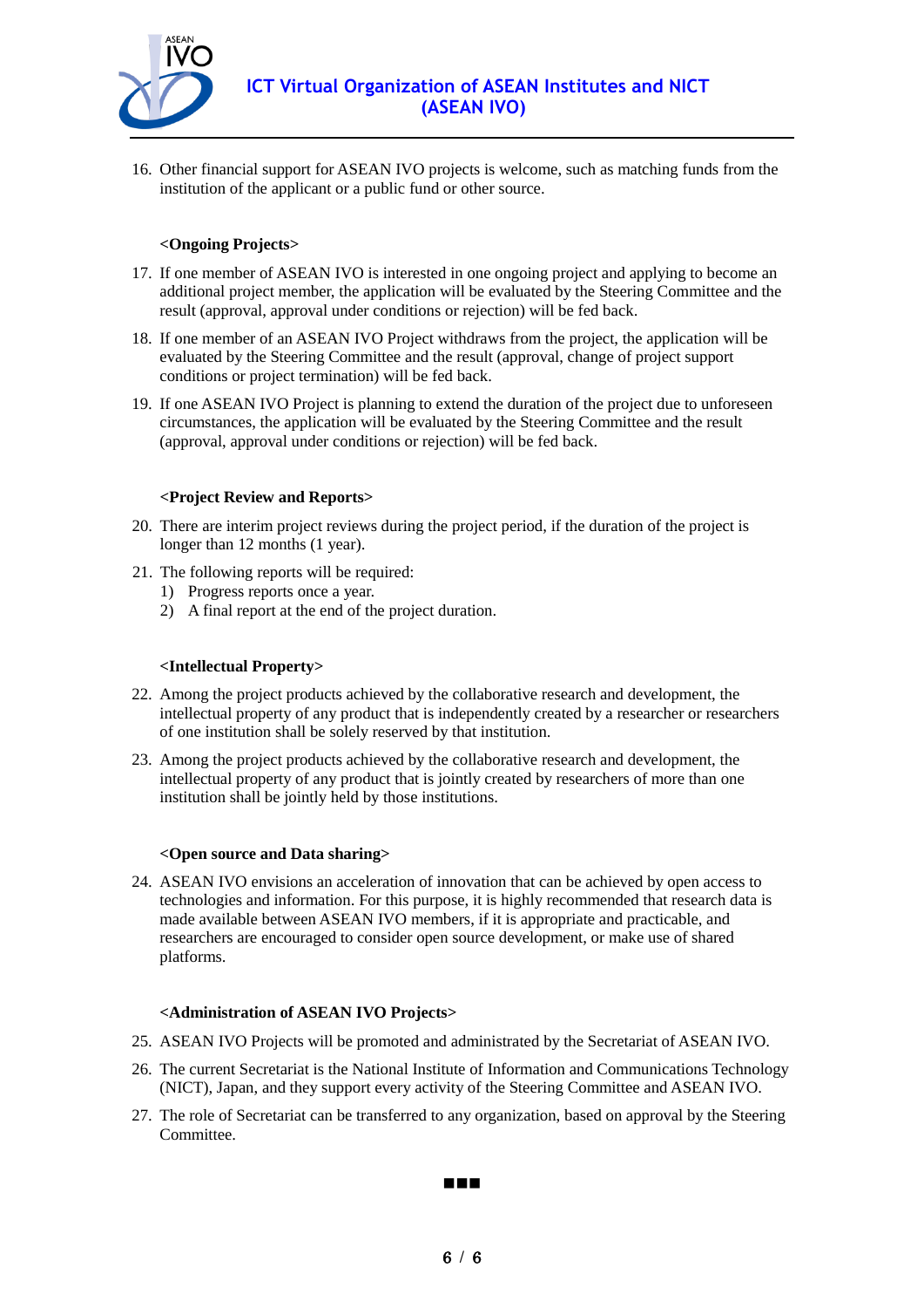16. Other financial support for ASEAN IVO projects is welcome, such as matching funds from the institution of the applicant or a public fund or other source.

**<Ongoing Projects>**

17. If one member of ASEAN IVO is interested in one ongoing project and applying to become an additional project member, the application will be evaluated by the Steering Committee and the result (approval, approval under conditions or rejection) will be fed back.
18. If one member of an ASEAN IVO Project withdraws from the project, the application will be evaluated by the Steering Committee and the result (approval, change of project support conditions or project termination) will be fed back.
19. If one ASEAN IVO Project is planning to extend the duration of the project due to unforeseen circumstances, the application will be evaluated by the Steering Committee and the result (approval, approval under conditions or rejection) will be fed back.

**<Project Review and Reports>**

20. There are interim project reviews during the project period, if the duration of the project is longer than 12 months (1 year).
21. The following reports will be required:
    1) Progress reports once a year.
    2) A final report at the end of the project duration.

**<Intellectual Property>**

22. Among the project products achieved by the collaborative research and development, the intellectual property of any product that is independently created by a researcher or researchers of one institution shall be solely reserved by that institution.
23. Among the project products achieved by the collaborative research and development, the intellectual property of any product that is jointly created by researchers of more than one institution shall be jointly held by those institutions.

**<Open source and Data sharing>**

24. ASEAN IVO envisions an acceleration of innovation that can be achieved by open access to technologies and information. For this purpose, it is highly recommended that research data is made available between ASEAN IVO members, if it is appropriate and practicable, and researchers are encouraged to consider open source development, or make use of shared platforms.

**<Administration of ASEAN IVO Projects>**

25. ASEAN IVO Projects will be promoted and administrated by the Secretariat of ASEAN IVO.
26. The current Secretariat is the National Institute of Information and Communications Technology (NICT), Japan, and they support every activity of the Steering Committee and ASEAN IVO.
27. The role of Secretariat can be transferred to any organization, based on approval by the Steering Committee.

■■■